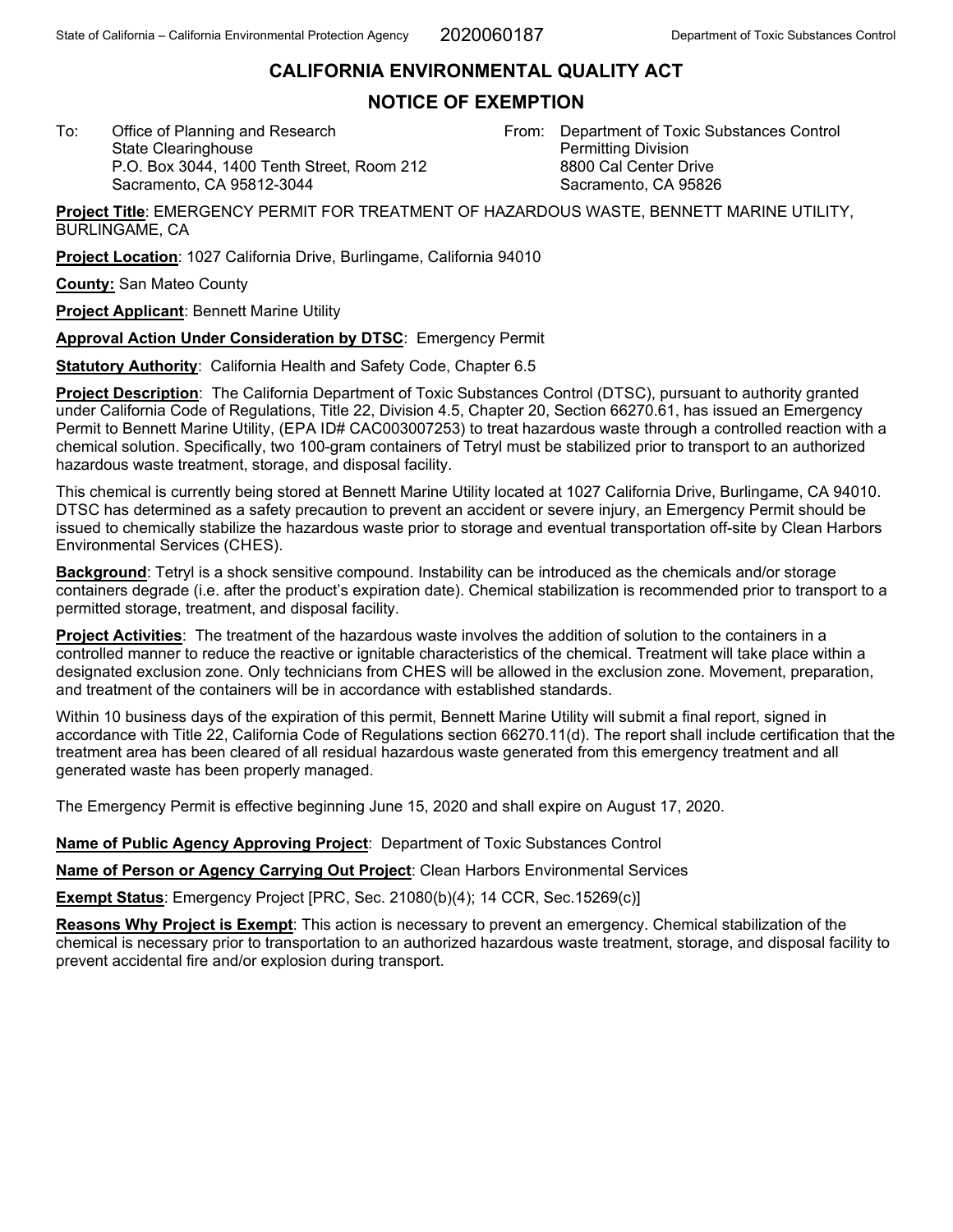State of California – California Environmental Protection Agency 2020060187 Department of Toxic Substances Control

# CALIFORNIA ENVIRONMENTAL QUALITY ACT

## NOTICE OF EXEMPTION

To: Office of Planning and Research
State Clearinghouse
P.O. Box 3044, 1400 Tenth Street, Room 212
Sacramento, CA 95812-3044

From: Department of Toxic Substances Control
Permitting Division
8800 Cal Center Drive
Sacramento, CA 95826

**Project Title**: EMERGENCY PERMIT FOR TREATMENT OF HAZARDOUS WASTE, BENNETT MARINE UTILITY, BURLINGAME, CA

**Project Location**: 1027 California Drive, Burlingame, California 94010

**County:** San Mateo County

**Project Applicant**: Bennett Marine Utility

**Approval Action Under Consideration by DTSC**: Emergency Permit

**Statutory Authority**: California Health and Safety Code, Chapter 6.5

**Project Description**: The California Department of Toxic Substances Control (DTSC), pursuant to authority granted under California Code of Regulations, Title 22, Division 4.5, Chapter 20, Section 66270.61, has issued an Emergency Permit to Bennett Marine Utility, (EPA ID# CAC003007253) to treat hazardous waste through a controlled reaction with a chemical solution. Specifically, two 100-gram containers of Tetryl must be stabilized prior to transport to an authorized hazardous waste treatment, storage, and disposal facility.

This chemical is currently being stored at Bennett Marine Utility located at 1027 California Drive, Burlingame, CA 94010. DTSC has determined as a safety precaution to prevent an accident or severe injury, an Emergency Permit should be issued to chemically stabilize the hazardous waste prior to storage and eventual transportation off-site by Clean Harbors Environmental Services (CHES).

**Background**: Tetryl is a shock sensitive compound. Instability can be introduced as the chemicals and/or storage containers degrade (i.e. after the product's expiration date). Chemical stabilization is recommended prior to transport to a permitted storage, treatment, and disposal facility.

**Project Activities**: The treatment of the hazardous waste involves the addition of solution to the containers in a controlled manner to reduce the reactive or ignitable characteristics of the chemical. Treatment will take place within a designated exclusion zone. Only technicians from CHES will be allowed in the exclusion zone. Movement, preparation, and treatment of the containers will be in accordance with established standards.

Within 10 business days of the expiration of this permit, Bennett Marine Utility will submit a final report, signed in accordance with Title 22, California Code of Regulations section 66270.11(d). The report shall include certification that the treatment area has been cleared of all residual hazardous waste generated from this emergency treatment and all generated waste has been properly managed.

The Emergency Permit is effective beginning June 15, 2020 and shall expire on August 17, 2020.

**Name of Public Agency Approving Project**: Department of Toxic Substances Control

**Name of Person or Agency Carrying Out Project**: Clean Harbors Environmental Services

**Exempt Status**: Emergency Project [PRC, Sec. 21080(b)(4); 14 CCR, Sec.15269(c)]

**Reasons Why Project is Exempt**: This action is necessary to prevent an emergency. Chemical stabilization of the chemical is necessary prior to transportation to an authorized hazardous waste treatment, storage, and disposal facility to prevent accidental fire and/or explosion during transport.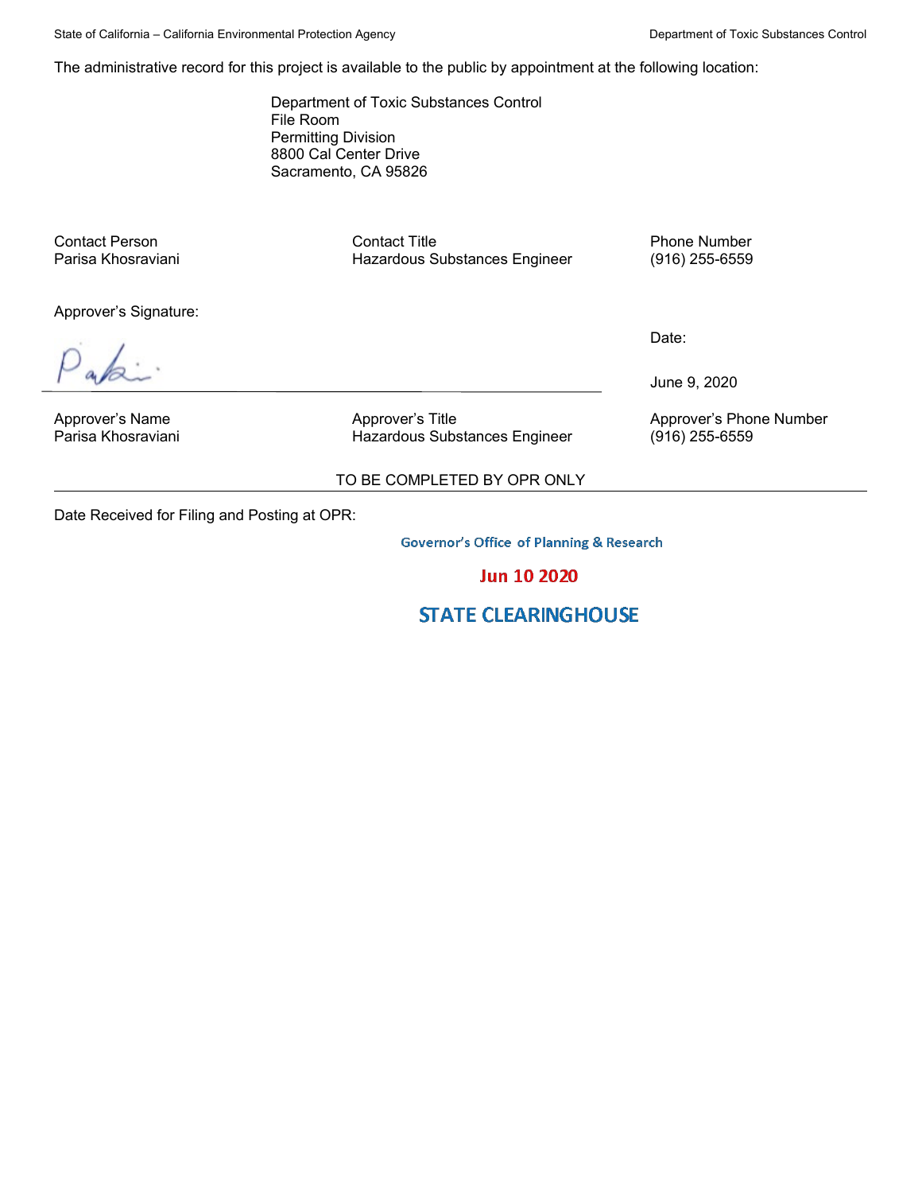The administrative record for this project is available to the public by appointment at the following location:

Department of Toxic Substances Control
File Room
Permitting Division
8800 Cal Center Drive
Sacramento, CA 95826

| Contact Person | Contact Title | Phone Number |
| --- | --- | --- |
| Parisa Khosraviani | Hazardous Substances Engineer | (916) 255-6559 |

Approver's Signature:

Date:

June 9, 2020

| Approver's Name | Approver's Title | Approver's Phone Number |
| --- | --- | --- |
| Parisa Khosraviani | Hazardous Substances Engineer | (916) 255-6559 |

TO BE COMPLETED BY OPR ONLY

Date Received for Filing and Posting at OPR:

Governor's Office of Planning & Research

Jun 10 2020

STATE CLEARINGHOUSE